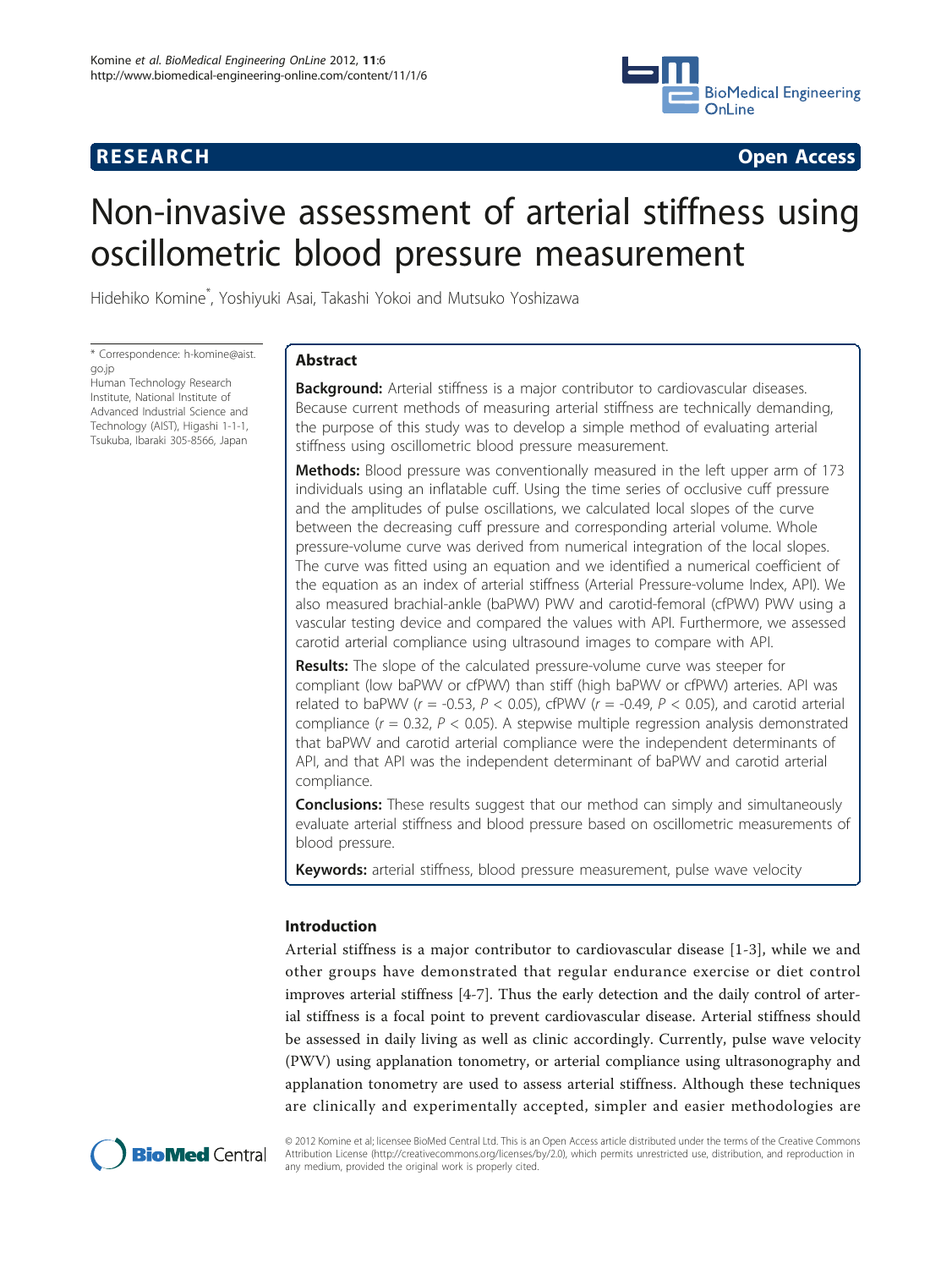**RESEARCH** **Open Access**

# Non-invasive assessment of arterial stiffness using oscillometric blood pressure measurement

Hidehiko Komine*, Yoshiyuki Asai, Takashi Yokoi and Mutsuko Yoshizawa

\* Correspondence: h-komine@aist.go.jp
Human Technology Research Institute, National Institute of Advanced Industrial Science and Technology (AIST), Higashi 1-1-1, Tsukuba, Ibaraki 305-8566, Japan

## Abstract

**Background:** Arterial stiffness is a major contributor to cardiovascular diseases. Because current methods of measuring arterial stiffness are technically demanding, the purpose of this study was to develop a simple method of evaluating arterial stiffness using oscillometric blood pressure measurement.

**Methods:** Blood pressure was conventionally measured in the left upper arm of 173 individuals using an inflatable cuff. Using the time series of occlusive cuff pressure and the amplitudes of pulse oscillations, we calculated local slopes of the curve between the decreasing cuff pressure and corresponding arterial volume. Whole pressure-volume curve was derived from numerical integration of the local slopes. The curve was fitted using an equation and we identified a numerical coefficient of the equation as an index of arterial stiffness (Arterial Pressure-volume Index, API). We also measured brachial-ankle (baPWV) PWV and carotid-femoral (cfPWV) PWV using a vascular testing device and compared the values with API. Furthermore, we assessed carotid arterial compliance using ultrasound images to compare with API.

**Results:** The slope of the calculated pressure-volume curve was steeper for compliant (low baPWV or cfPWV) than stiff (high baPWV or cfPWV) arteries. API was related to baPWV ($r = -0.53$, $P < 0.05$), cfPWV ($r = -0.49$, $P < 0.05$), and carotid arterial compliance ($r = 0.32$, $P < 0.05$). A stepwise multiple regression analysis demonstrated that baPWV and carotid arterial compliance were the independent determinants of API, and that API was the independent determinant of baPWV and carotid arterial compliance.

**Conclusions:** These results suggest that our method can simply and simultaneously evaluate arterial stiffness and blood pressure based on oscillometric measurements of blood pressure.

**Keywords:** arterial stiffness, blood pressure measurement, pulse wave velocity

## Introduction

Arterial stiffness is a major contributor to cardiovascular disease [1-3], while we and other groups have demonstrated that regular endurance exercise or diet control improves arterial stiffness [4-7]. Thus the early detection and the daily control of arterial stiffness is a focal point to prevent cardiovascular disease. Arterial stiffness should be assessed in daily living as well as clinic accordingly. Currently, pulse wave velocity (PWV) using applanation tonometry, or arterial compliance using ultrasonography and applanation tonometry are used to assess arterial stiffness. Although these techniques are clinically and experimentally accepted, simpler and easier methodologies are

© 2012 Komine et al; licensee BioMed Central Ltd. This is an Open Access article distributed under the terms of the Creative Commons Attribution License (http://creativecommons.org/licenses/by/2.0), which permits unrestricted use, distribution, and reproduction in any medium, provided the original work is properly cited.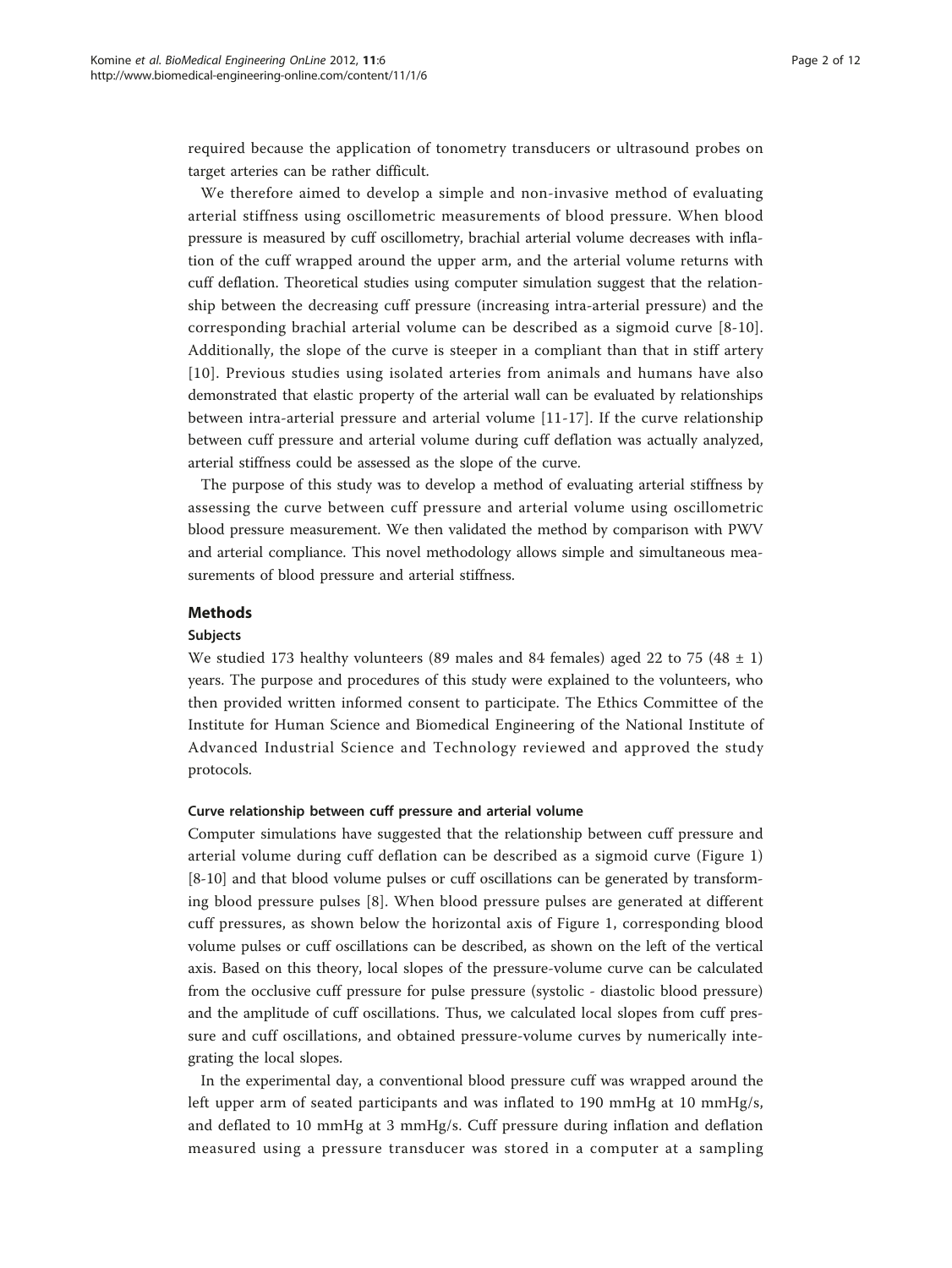required because the application of tonometry transducers or ultrasound probes on target arteries can be rather difficult.

We therefore aimed to develop a simple and non-invasive method of evaluating arterial stiffness using oscillometric measurements of blood pressure. When blood pressure is measured by cuff oscillometry, brachial arterial volume decreases with inflation of the cuff wrapped around the upper arm, and the arterial volume returns with cuff deflation. Theoretical studies using computer simulation suggest that the relationship between the decreasing cuff pressure (increasing intra-arterial pressure) and the corresponding brachial arterial volume can be described as a sigmoid curve [8-10]. Additionally, the slope of the curve is steeper in a compliant than that in stiff artery [10]. Previous studies using isolated arteries from animals and humans have also demonstrated that elastic property of the arterial wall can be evaluated by relationships between intra-arterial pressure and arterial volume [11-17]. If the curve relationship between cuff pressure and arterial volume during cuff deflation was actually analyzed, arterial stiffness could be assessed as the slope of the curve.

The purpose of this study was to develop a method of evaluating arterial stiffness by assessing the curve between cuff pressure and arterial volume using oscillometric blood pressure measurement. We then validated the method by comparison with PWV and arterial compliance. This novel methodology allows simple and simultaneous measurements of blood pressure and arterial stiffness.

## Methods

### Subjects

We studied 173 healthy volunteers (89 males and 84 females) aged 22 to 75 ($48 \pm 1$) years. The purpose and procedures of this study were explained to the volunteers, who then provided written informed consent to participate. The Ethics Committee of the Institute for Human Science and Biomedical Engineering of the National Institute of Advanced Industrial Science and Technology reviewed and approved the study protocols.

#### Curve relationship between cuff pressure and arterial volume

Computer simulations have suggested that the relationship between cuff pressure and arterial volume during cuff deflation can be described as a sigmoid curve (Figure 1) [8-10] and that blood volume pulses or cuff oscillations can be generated by transforming blood pressure pulses [8]. When blood pressure pulses are generated at different cuff pressures, as shown below the horizontal axis of Figure 1, corresponding blood volume pulses or cuff oscillations can be described, as shown on the left of the vertical axis. Based on this theory, local slopes of the pressure-volume curve can be calculated from the occlusive cuff pressure for pulse pressure (systolic - diastolic blood pressure) and the amplitude of cuff oscillations. Thus, we calculated local slopes from cuff pressure and cuff oscillations, and obtained pressure-volume curves by numerically integrating the local slopes.

In the experimental day, a conventional blood pressure cuff was wrapped around the left upper arm of seated participants and was inflated to 190 mmHg at 10 mmHg/s, and deflated to 10 mmHg at 3 mmHg/s. Cuff pressure during inflation and deflation measured using a pressure transducer was stored in a computer at a sampling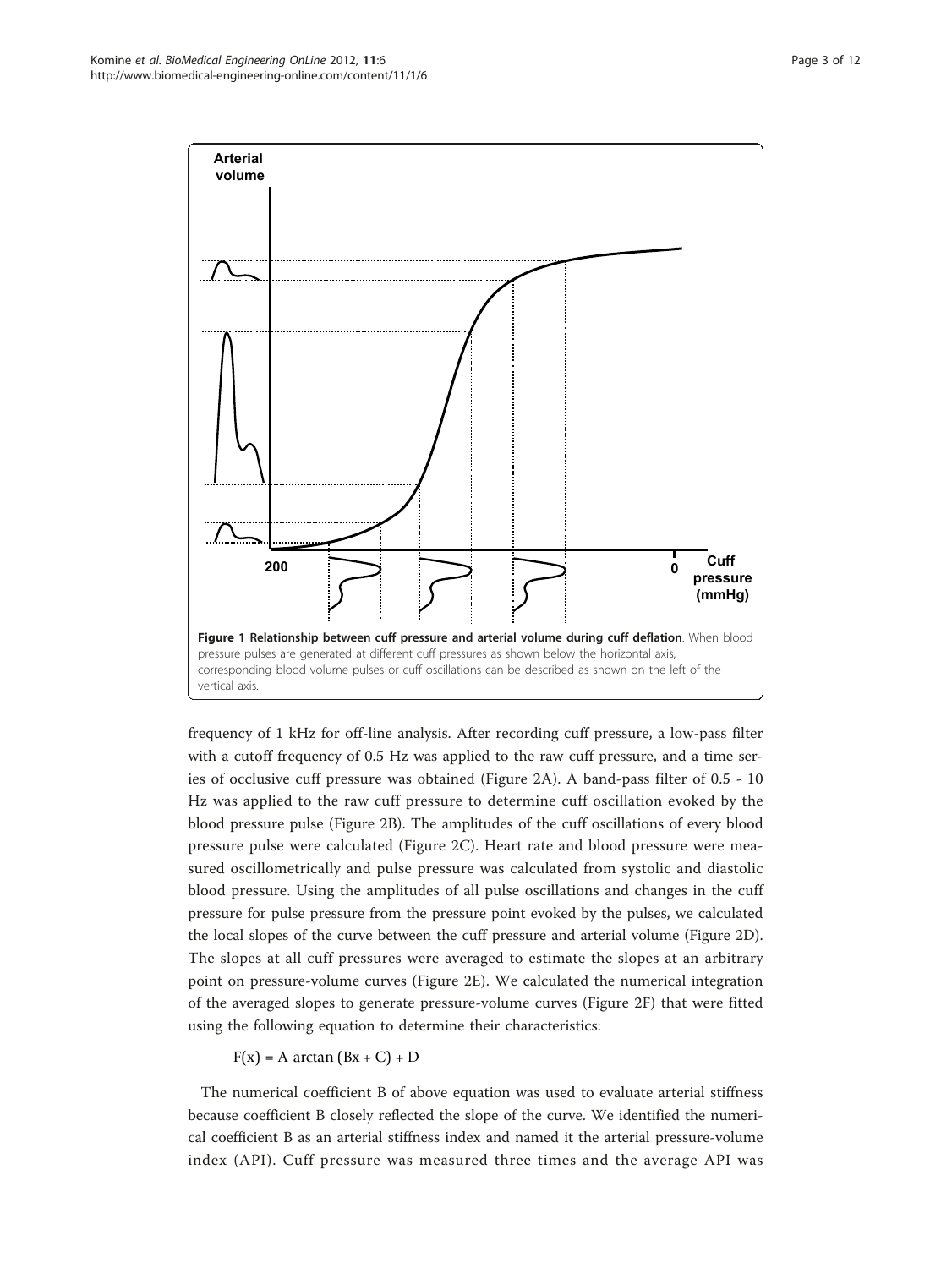**Figure 1 Relationship between cuff pressure and arterial volume during cuff deflation**. When blood pressure pulses are generated at different cuff pressures as shown below the horizontal axis, corresponding blood volume pulses or cuff oscillations can be described as shown on the left of the vertical axis.

frequency of 1 kHz for off-line analysis. After recording cuff pressure, a low-pass filter with a cutoff frequency of 0.5 Hz was applied to the raw cuff pressure, and a time series of occlusive cuff pressure was obtained (Figure 2A). A band-pass filter of 0.5 - 10 Hz was applied to the raw cuff pressure to determine cuff oscillation evoked by the blood pressure pulse (Figure 2B). The amplitudes of the cuff oscillations of every blood pressure pulse were calculated (Figure 2C). Heart rate and blood pressure were measured oscillometrically and pulse pressure was calculated from systolic and diastolic blood pressure. Using the amplitudes of all pulse oscillations and changes in the cuff pressure for pulse pressure from the pressure point evoked by the pulses, we calculated the local slopes of the curve between the cuff pressure and arterial volume (Figure 2D). The slopes at all cuff pressures were averaged to estimate the slopes at an arbitrary point on pressure-volume curves (Figure 2E). We calculated the numerical integration of the averaged slopes to generate pressure-volume curves (Figure 2F) that were fitted using the following equation to determine their characteristics:

$$F(x) = A \arctan(Bx + C) + D$$

The numerical coefficient B of above equation was used to evaluate arterial stiffness because coefficient B closely reflected the slope of the curve. We identified the numerical coefficient B as an arterial stiffness index and named it the arterial pressure-volume index (API). Cuff pressure was measured three times and the average API was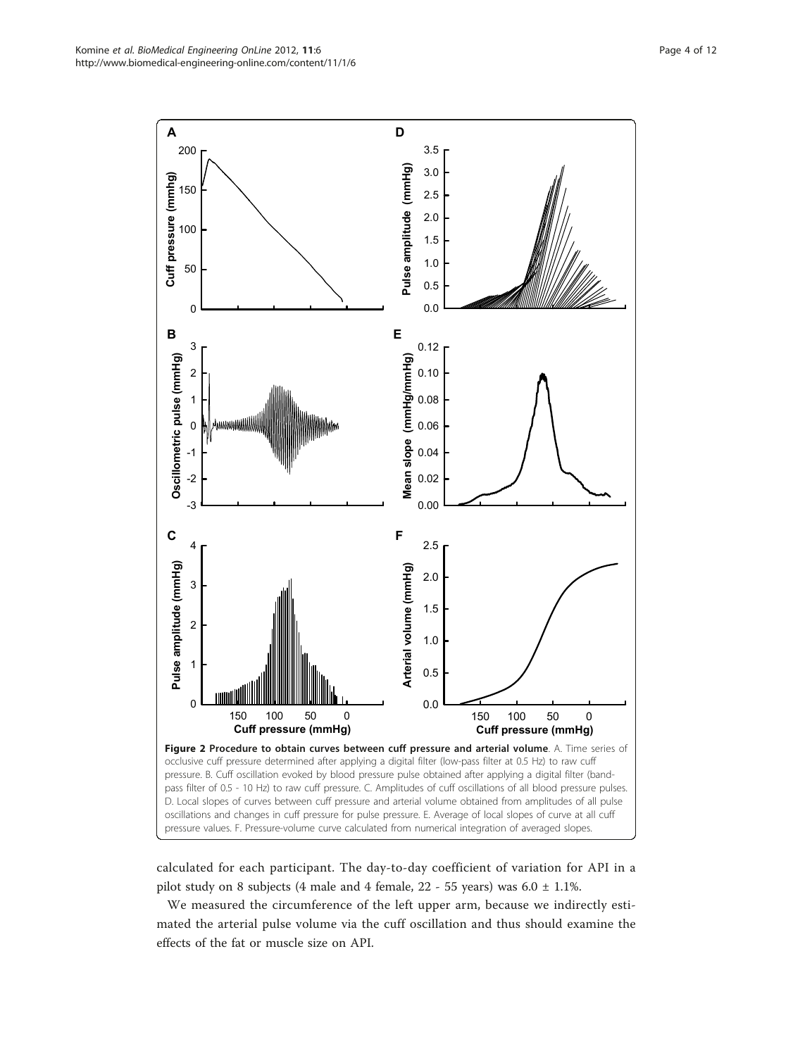**Figure 2 Procedure to obtain curves between cuff pressure and arterial volume**. A. Time series of occlusive cuff pressure determined after applying a digital filter (low-pass filter at 0.5 Hz) to raw cuff pressure. B. Cuff oscillation evoked by blood pressure pulse obtained after applying a digital filter (band-pass filter of 0.5 - 10 Hz) to raw cuff pressure. C. Amplitudes of cuff oscillations of all blood pressure pulses. D. Local slopes of curves between cuff pressure and arterial volume obtained from amplitudes of all pulse oscillations and changes in cuff pressure for pulse pressure. E. Average of local slopes of curve at all cuff pressure values. F. Pressure-volume curve calculated from numerical integration of averaged slopes.

calculated for each participant. The day-to-day coefficient of variation for API in a pilot study on 8 subjects (4 male and 4 female, 22 - 55 years) was 6.0 ± 1.1%.

We measured the circumference of the left upper arm, because we indirectly estimated the arterial pulse volume via the cuff oscillation and thus should examine the effects of the fat or muscle size on API.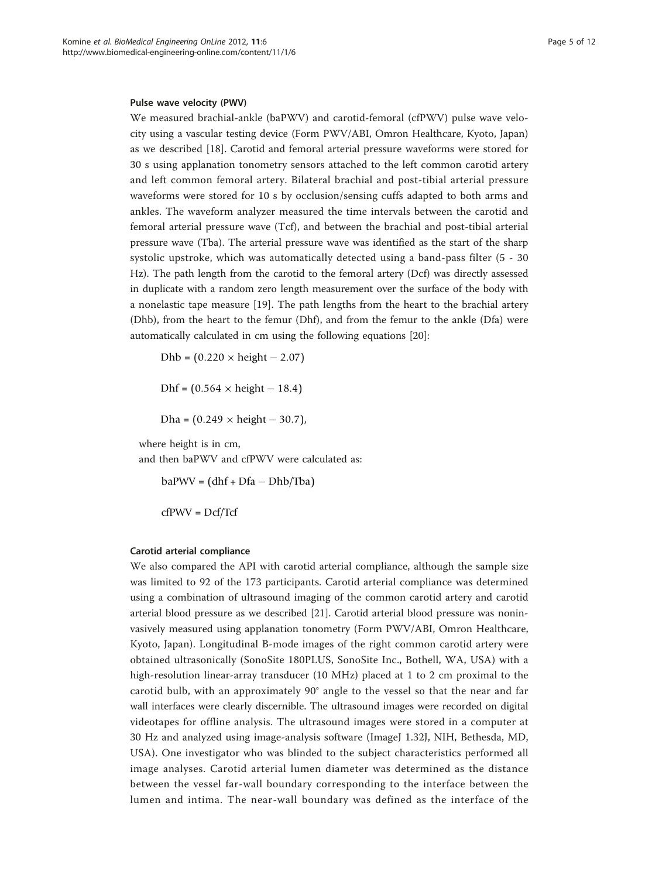#### Pulse wave velocity (PWV)

We measured brachial-ankle (baPWV) and carotid-femoral (cfPWV) pulse wave velocity using a vascular testing device (Form PWV/ABI, Omron Healthcare, Kyoto, Japan) as we described [18]. Carotid and femoral arterial pressure waveforms were stored for 30 s using applanation tonometry sensors attached to the left common carotid artery and left common femoral artery. Bilateral brachial and post-tibial arterial pressure waveforms were stored for 10 s by occlusion/sensing cuffs adapted to both arms and ankles. The waveform analyzer measured the time intervals between the carotid and femoral arterial pressure wave (Tcf), and between the brachial and post-tibial arterial pressure wave (Tba). The arterial pressure wave was identified as the start of the sharp systolic upstroke, which was automatically detected using a band-pass filter (5 - 30 Hz). The path length from the carotid to the femoral artery (Dcf) was directly assessed in duplicate with a random zero length measurement over the surface of the body with a nonelastic tape measure [19]. The path lengths from the heart to the brachial artery (Dhb), from the heart to the femur (Dhf), and from the femur to the ankle (Dfa) were automatically calculated in cm using the following equations [20]:

$$\text{Dhb} = (0.220 \times \text{height} - 2.07)$$

$$\text{Dhf} = (0.564 \times \text{height} - 18.4)$$

$$\text{Dha} = (0.249 \times \text{height} - 30.7),$$

where height is in cm,
and then baPWV and cfPWV were calculated as:

$$\text{baPWV} = (\text{dhf} + \text{Dfa} - \text{Dhb}/\text{Tba})$$

$$\text{cfPWV} = \text{Dcf}/\text{Tcf}$$

#### Carotid arterial compliance

We also compared the API with carotid arterial compliance, although the sample size was limited to 92 of the 173 participants. Carotid arterial compliance was determined using a combination of ultrasound imaging of the common carotid artery and carotid arterial blood pressure as we described [21]. Carotid arterial blood pressure was noninvasively measured using applanation tonometry (Form PWV/ABI, Omron Healthcare, Kyoto, Japan). Longitudinal B-mode images of the right common carotid artery were obtained ultrasonically (SonoSite 180PLUS, SonoSite Inc., Bothell, WA, USA) with a high-resolution linear-array transducer (10 MHz) placed at 1 to 2 cm proximal to the carotid bulb, with an approximately 90° angle to the vessel so that the near and far wall interfaces were clearly discernible. The ultrasound images were recorded on digital videotapes for offline analysis. The ultrasound images were stored in a computer at 30 Hz and analyzed using image-analysis software (ImageJ 1.32J, NIH, Bethesda, MD, USA). One investigator who was blinded to the subject characteristics performed all image analyses. Carotid arterial lumen diameter was determined as the distance between the vessel far-wall boundary corresponding to the interface between the lumen and intima. The near-wall boundary was defined as the interface of the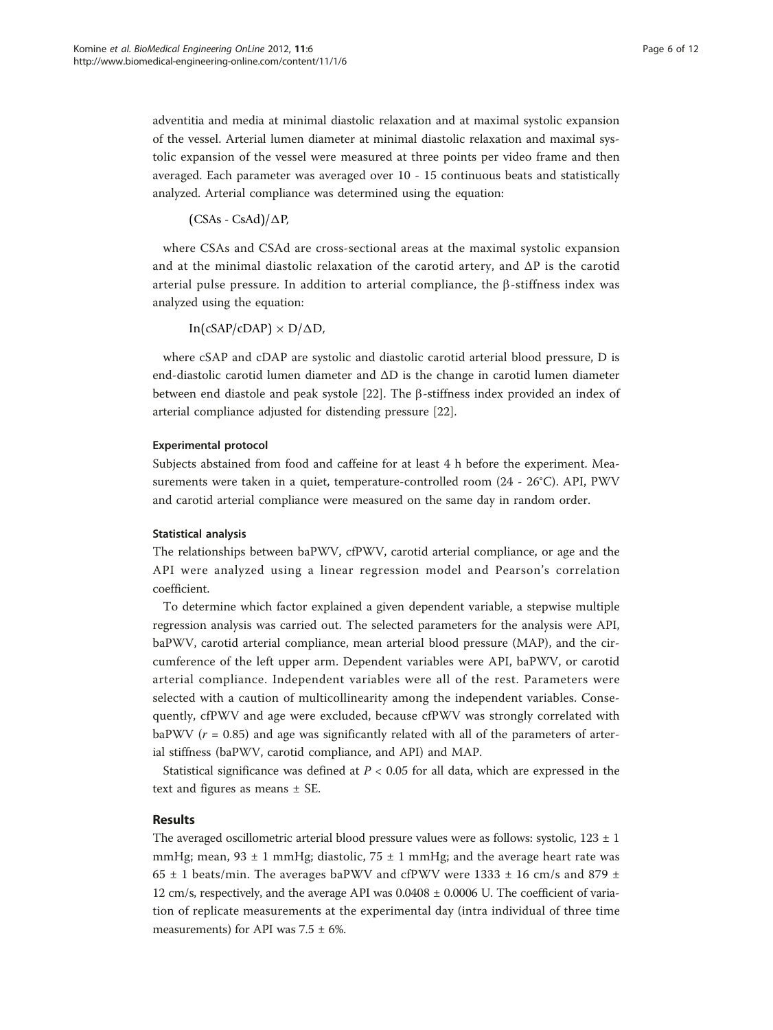adventitia and media at minimal diastolic relaxation and at maximal systolic expansion of the vessel. Arterial lumen diameter at minimal diastolic relaxation and maximal systolic expansion of the vessel were measured at three points per video frame and then averaged. Each parameter was averaged over 10 - 15 continuous beats and statistically analyzed. Arterial compliance was determined using the equation:

$$(\mathrm{CSAs} - \mathrm{CsAd})/\Delta P,$$

where CSAs and CSAd are cross-sectional areas at the maximal systolic expansion and at the minimal diastolic relaxation of the carotid artery, and $\Delta P$ is the carotid arterial pulse pressure. In addition to arterial compliance, the β-stiffness index was analyzed using the equation:

$$\mathrm{In}(\mathrm{cSAP}/\mathrm{cDAP}) \times D/\Delta D,$$

where cSAP and cDAP are systolic and diastolic carotid arterial blood pressure, D is end-diastolic carotid lumen diameter and $\Delta D$ is the change in carotid lumen diameter between end diastole and peak systole [22]. The β-stiffness index provided an index of arterial compliance adjusted for distending pressure [22].

### Experimental protocol

Subjects abstained from food and caffeine for at least 4 h before the experiment. Measurements were taken in a quiet, temperature-controlled room (24 - 26°C). API, PWV and carotid arterial compliance were measured on the same day in random order.

### Statistical analysis

The relationships between baPWV, cfPWV, carotid arterial compliance, or age and the API were analyzed using a linear regression model and Pearson's correlation coefficient.

To determine which factor explained a given dependent variable, a stepwise multiple regression analysis was carried out. The selected parameters for the analysis were API, baPWV, carotid arterial compliance, mean arterial blood pressure (MAP), and the circumference of the left upper arm. Dependent variables were API, baPWV, or carotid arterial compliance. Independent variables were all of the rest. Parameters were selected with a caution of multicollinearity among the independent variables. Consequently, cfPWV and age were excluded, because cfPWV was strongly correlated with baPWV ($r = 0.85$) and age was significantly related with all of the parameters of arterial stiffness (baPWV, carotid compliance, and API) and MAP.

Statistical significance was defined at $P < 0.05$ for all data, which are expressed in the text and figures as means ± SE.

## Results

The averaged oscillometric arterial blood pressure values were as follows: systolic, 123 ± 1 mmHg; mean, 93 ± 1 mmHg; diastolic, 75 ± 1 mmHg; and the average heart rate was 65 ± 1 beats/min. The averages baPWV and cfPWV were 1333 ± 16 cm/s and 879 ± 12 cm/s, respectively, and the average API was 0.0408 ± 0.0006 U. The coefficient of variation of replicate measurements at the experimental day (intra individual of three time measurements) for API was 7.5 ± 6%.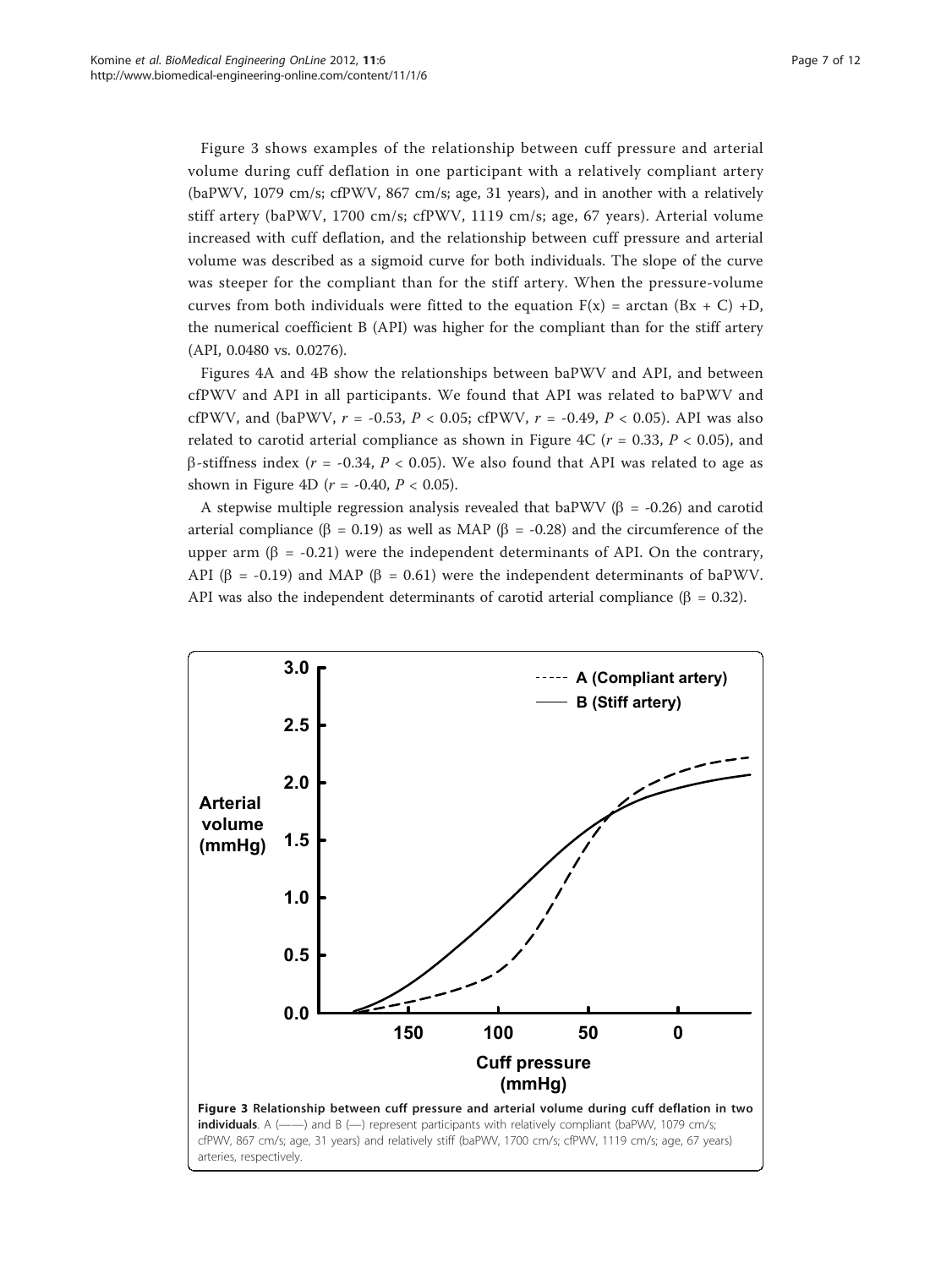Figure 3 shows examples of the relationship between cuff pressure and arterial volume during cuff deflation in one participant with a relatively compliant artery (baPWV, 1079 cm/s; cfPWV, 867 cm/s; age, 31 years), and in another with a relatively stiff artery (baPWV, 1700 cm/s; cfPWV, 1119 cm/s; age, 67 years). Arterial volume increased with cuff deflation, and the relationship between cuff pressure and arterial volume was described as a sigmoid curve for both individuals. The slope of the curve was steeper for the compliant than for the stiff artery. When the pressure-volume curves from both individuals were fitted to the equation $F(x) = \arctan(Bx + C) + D$, the numerical coefficient B (API) was higher for the compliant than for the stiff artery (API, 0.0480 vs. 0.0276).

Figures 4A and 4B show the relationships between baPWV and API, and between cfPWV and API in all participants. We found that API was related to baPWV and cfPWV, and (baPWV, $r = -0.53$, $P < 0.05$; cfPWV, $r = -0.49$, $P < 0.05$). API was also related to carotid arterial compliance as shown in Figure 4C ($r = 0.33$, $P < 0.05$), and $\beta$-stiffness index ($r = -0.34$, $P < 0.05$). We also found that API was related to age as shown in Figure 4D ($r = -0.40$, $P < 0.05$).

A stepwise multiple regression analysis revealed that baPWV ($\beta = -0.26$) and carotid arterial compliance ($\beta = 0.19$) as well as MAP ($\beta = -0.28$) and the circumference of the upper arm ($\beta = -0.21$) were the independent determinants of API. On the contrary, API ($\beta = -0.19$) and MAP ($\beta = 0.61$) were the independent determinants of baPWV. API was also the independent determinants of carotid arterial compliance ($\beta = 0.32$).

**Figure 3 Relationship between cuff pressure and arterial volume during cuff deflation in two individuals**. A (——) and B (—) represent participants with relatively compliant (baPWV, 1079 cm/s; cfPWV, 867 cm/s; age, 31 years) and relatively stiff (baPWV, 1700 cm/s; cfPWV, 1119 cm/s; age, 67 years) arteries, respectively.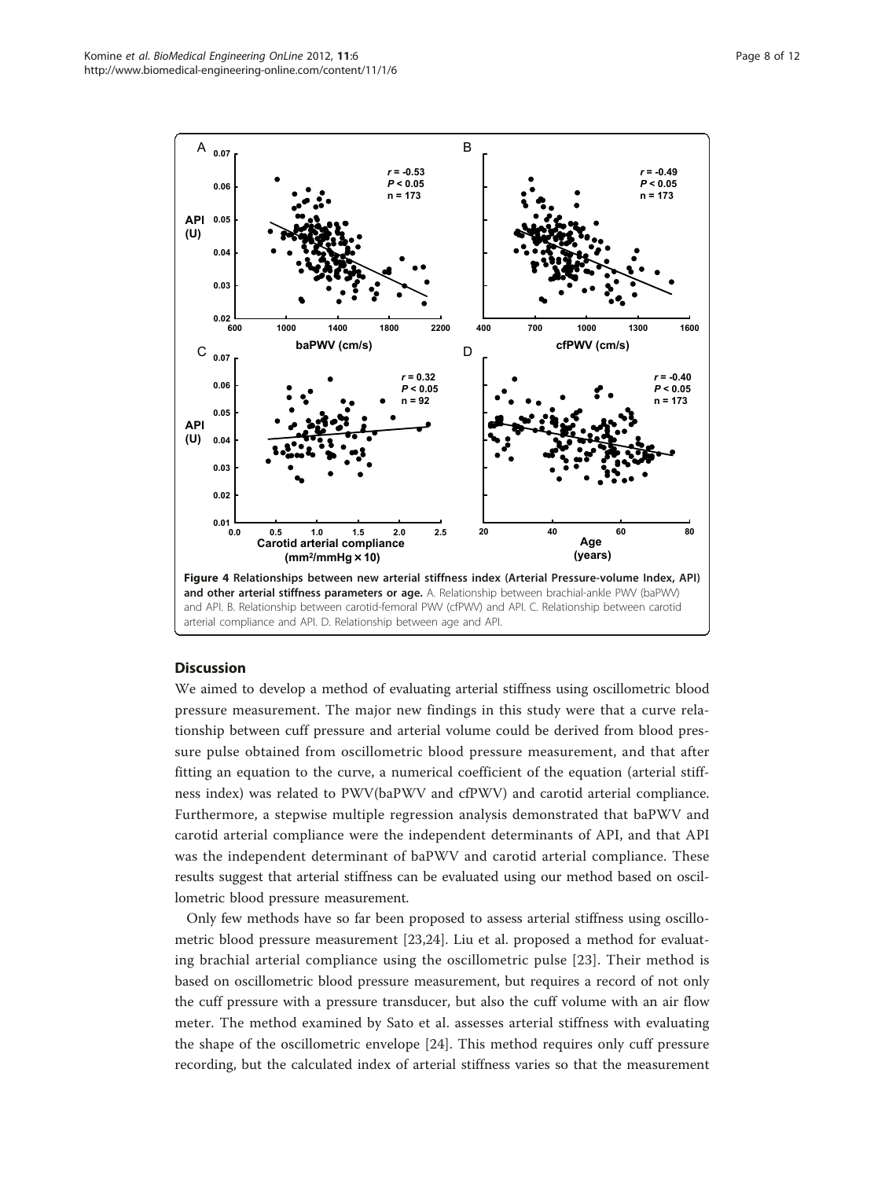**Figure 4 Relationships between new arterial stiffness index (Arterial Pressure-volume Index, API) and other arterial stiffness parameters or age.** A. Relationship between brachial-ankle PWV (baPWV) and API. B. Relationship between carotid-femoral PWV (cfPWV) and API. C. Relationship between carotid arterial compliance and API. D. Relationship between age and API.

## Discussion

We aimed to develop a method of evaluating arterial stiffness using oscillometric blood pressure measurement. The major new findings in this study were that a curve relationship between cuff pressure and arterial volume could be derived from blood pressure pulse obtained from oscillometric blood pressure measurement, and that after fitting an equation to the curve, a numerical coefficient of the equation (arterial stiffness index) was related to PWV(baPWV and cfPWV) and carotid arterial compliance. Furthermore, a stepwise multiple regression analysis demonstrated that baPWV and carotid arterial compliance were the independent determinants of API, and that API was the independent determinant of baPWV and carotid arterial compliance. These results suggest that arterial stiffness can be evaluated using our method based on oscillometric blood pressure measurement.

Only few methods have so far been proposed to assess arterial stiffness using oscillometric blood pressure measurement [23,24]. Liu et al. proposed a method for evaluating brachial arterial compliance using the oscillometric pulse [23]. Their method is based on oscillometric blood pressure measurement, but requires a record of not only the cuff pressure with a pressure transducer, but also the cuff volume with an air flow meter. The method examined by Sato et al. assesses arterial stiffness with evaluating the shape of the oscillometric envelope [24]. This method requires only cuff pressure recording, but the calculated index of arterial stiffness varies so that the measurement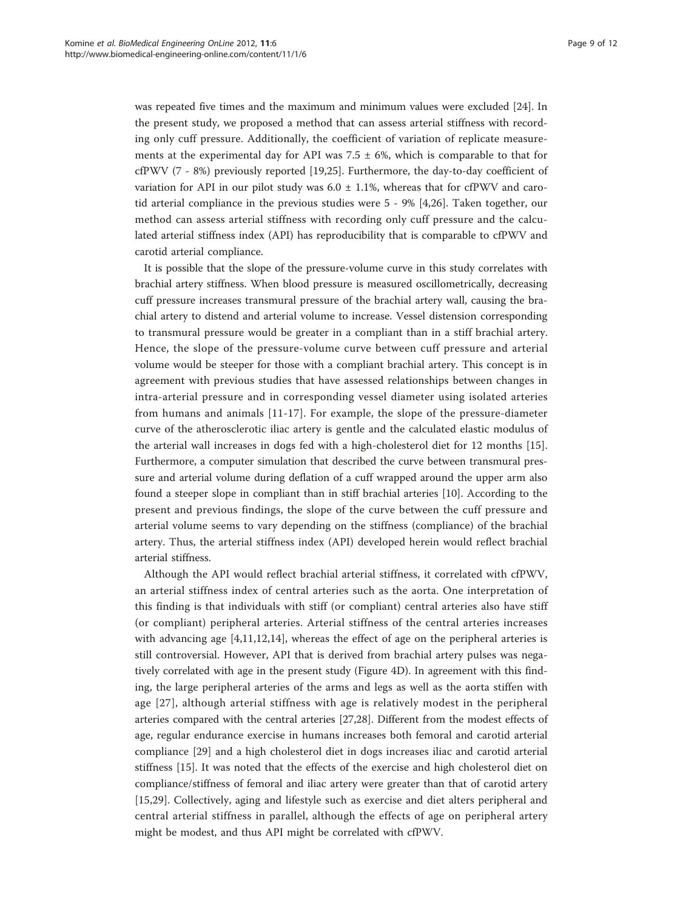was repeated five times and the maximum and minimum values were excluded [24]. In the present study, we proposed a method that can assess arterial stiffness with recording only cuff pressure. Additionally, the coefficient of variation of replicate measurements at the experimental day for API was $7.5 \pm 6\%$, which is comparable to that for cfPWV (7 - 8%) previously reported [19,25]. Furthermore, the day-to-day coefficient of variation for API in our pilot study was $6.0 \pm 1.1\%$, whereas that for cfPWV and carotid arterial compliance in the previous studies were 5 - 9% [4,26]. Taken together, our method can assess arterial stiffness with recording only cuff pressure and the calculated arterial stiffness index (API) has reproducibility that is comparable to cfPWV and carotid arterial compliance.

It is possible that the slope of the pressure-volume curve in this study correlates with brachial artery stiffness. When blood pressure is measured oscillometrically, decreasing cuff pressure increases transmural pressure of the brachial artery wall, causing the brachial artery to distend and arterial volume to increase. Vessel distension corresponding to transmural pressure would be greater in a compliant than in a stiff brachial artery. Hence, the slope of the pressure-volume curve between cuff pressure and arterial volume would be steeper for those with a compliant brachial artery. This concept is in agreement with previous studies that have assessed relationships between changes in intra-arterial pressure and in corresponding vessel diameter using isolated arteries from humans and animals [11-17]. For example, the slope of the pressure-diameter curve of the atherosclerotic iliac artery is gentle and the calculated elastic modulus of the arterial wall increases in dogs fed with a high-cholesterol diet for 12 months [15]. Furthermore, a computer simulation that described the curve between transmural pressure and arterial volume during deflation of a cuff wrapped around the upper arm also found a steeper slope in compliant than in stiff brachial arteries [10]. According to the present and previous findings, the slope of the curve between the cuff pressure and arterial volume seems to vary depending on the stiffness (compliance) of the brachial artery. Thus, the arterial stiffness index (API) developed herein would reflect brachial arterial stiffness.

Although the API would reflect brachial arterial stiffness, it correlated with cfPWV, an arterial stiffness index of central arteries such as the aorta. One interpretation of this finding is that individuals with stiff (or compliant) central arteries also have stiff (or compliant) peripheral arteries. Arterial stiffness of the central arteries increases with advancing age [4,11,12,14], whereas the effect of age on the peripheral arteries is still controversial. However, API that is derived from brachial artery pulses was negatively correlated with age in the present study (Figure 4D). In agreement with this finding, the large peripheral arteries of the arms and legs as well as the aorta stiffen with age [27], although arterial stiffness with age is relatively modest in the peripheral arteries compared with the central arteries [27,28]. Different from the modest effects of age, regular endurance exercise in humans increases both femoral and carotid arterial compliance [29] and a high cholesterol diet in dogs increases iliac and carotid arterial stiffness [15]. It was noted that the effects of the exercise and high cholesterol diet on compliance/stiffness of femoral and iliac artery were greater than that of carotid artery [15,29]. Collectively, aging and lifestyle such as exercise and diet alters peripheral and central arterial stiffness in parallel, although the effects of age on peripheral artery might be modest, and thus API might be correlated with cfPWV.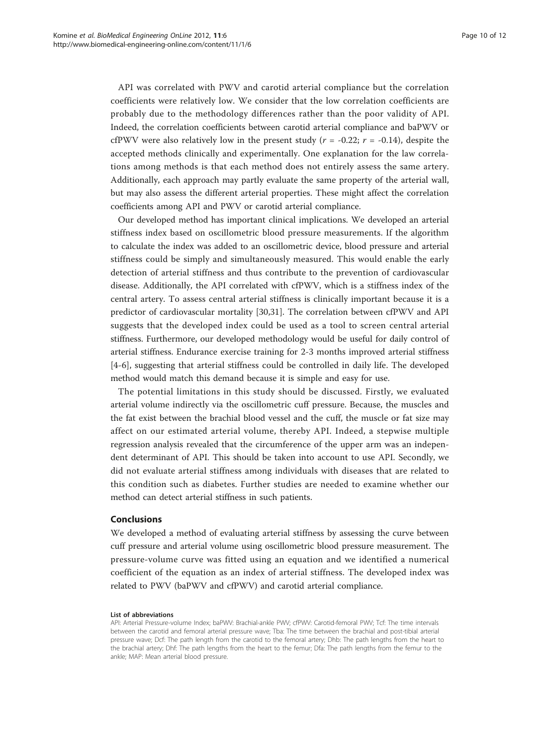API was correlated with PWV and carotid arterial compliance but the correlation coefficients were relatively low. We consider that the low correlation coefficients are probably due to the methodology differences rather than the poor validity of API. Indeed, the correlation coefficients between carotid arterial compliance and baPWV or cfPWV were also relatively low in the present study ($r$ = -0.22; $r$ = -0.14), despite the accepted methods clinically and experimentally. One explanation for the law correlations among methods is that each method does not entirely assess the same artery. Additionally, each approach may partly evaluate the same property of the arterial wall, but may also assess the different arterial properties. These might affect the correlation coefficients among API and PWV or carotid arterial compliance.

Our developed method has important clinical implications. We developed an arterial stiffness index based on oscillometric blood pressure measurements. If the algorithm to calculate the index was added to an oscillometric device, blood pressure and arterial stiffness could be simply and simultaneously measured. This would enable the early detection of arterial stiffness and thus contribute to the prevention of cardiovascular disease. Additionally, the API correlated with cfPWV, which is a stiffness index of the central artery. To assess central arterial stiffness is clinically important because it is a predictor of cardiovascular mortality [30,31]. The correlation between cfPWV and API suggests that the developed index could be used as a tool to screen central arterial stiffness. Furthermore, our developed methodology would be useful for daily control of arterial stiffness. Endurance exercise training for 2-3 months improved arterial stiffness [4-6], suggesting that arterial stiffness could be controlled in daily life. The developed method would match this demand because it is simple and easy for use.

The potential limitations in this study should be discussed. Firstly, we evaluated arterial volume indirectly via the oscillometric cuff pressure. Because, the muscles and the fat exist between the brachial blood vessel and the cuff, the muscle or fat size may affect on our estimated arterial volume, thereby API. Indeed, a stepwise multiple regression analysis revealed that the circumference of the upper arm was an independent determinant of API. This should be taken into account to use API. Secondly, we did not evaluate arterial stiffness among individuals with diseases that are related to this condition such as diabetes. Further studies are needed to examine whether our method can detect arterial stiffness in such patients.

## Conclusions

We developed a method of evaluating arterial stiffness by assessing the curve between cuff pressure and arterial volume using oscillometric blood pressure measurement. The pressure-volume curve was fitted using an equation and we identified a numerical coefficient of the equation as an index of arterial stiffness. The developed index was related to PWV (baPWV and cfPWV) and carotid arterial compliance.

#### List of abbreviations

API: Arterial Pressure-volume Index; baPWV: Brachial-ankle PWV; cfPWV: Carotid-femoral PWV; Tcf: The time intervals between the carotid and femoral arterial pressure wave; Tba: The time between the brachial and post-tibial arterial pressure wave; Dcf: The path length from the carotid to the femoral artery; Dhb: The path lengths from the heart to the brachial artery; Dhf: The path lengths from the heart to the femur; Dfa: The path lengths from the femur to the ankle; MAP: Mean arterial blood pressure.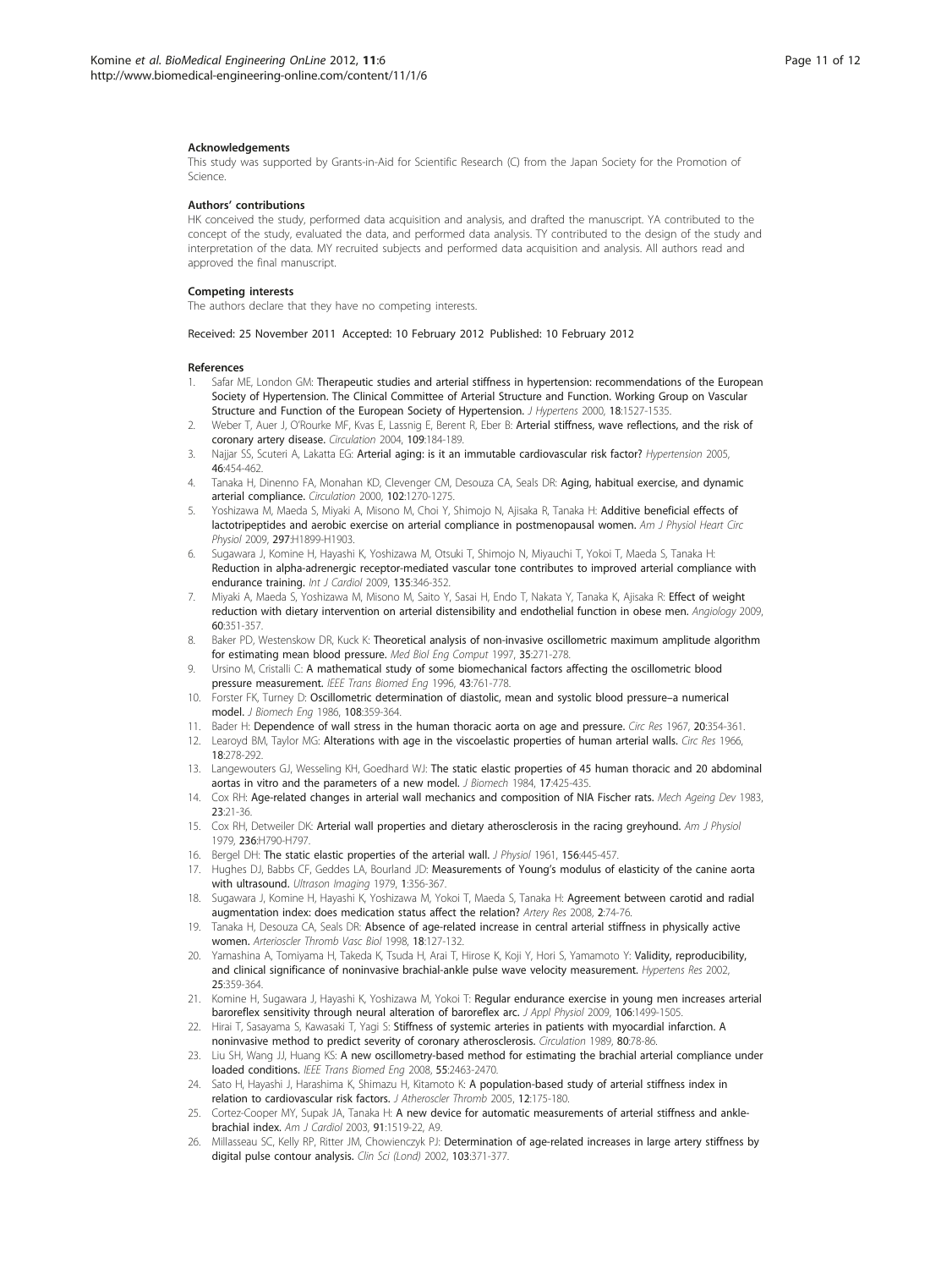### Acknowledgements

This study was supported by Grants-in-Aid for Scientific Research (C) from the Japan Society for the Promotion of Science.

### Authors' contributions

HK conceived the study, performed data acquisition and analysis, and drafted the manuscript. YA contributed to the concept of the study, evaluated the data, and performed data analysis. TY contributed to the design of the study and interpretation of the data. MY recruited subjects and performed data acquisition and analysis. All authors read and approved the final manuscript.

### Competing interests

The authors declare that they have no competing interests.

Received: 25 November 2011 Accepted: 10 February 2012 Published: 10 February 2012

### References

1. Safar ME, London GM: Therapeutic studies and arterial stiffness in hypertension: recommendations of the European Society of Hypertension. The Clinical Committee of Arterial Structure and Function. Working Group on Vascular Structure and Function of the European Society of Hypertension. *J Hypertens* 2000, **18**:1527-1535.
2. Weber T, Auer J, O'Rourke MF, Kvas E, Lassnig E, Berent R, Eber B: Arterial stiffness, wave reflections, and the risk of coronary artery disease. *Circulation* 2004, **109**:184-189.
3. Najjar SS, Scuteri A, Lakatta EG: Arterial aging: is it an immutable cardiovascular risk factor? *Hypertension* 2005, **46**:454-462.
4. Tanaka H, Dinenno FA, Monahan KD, Clevenger CM, Desouza CA, Seals DR: Aging, habitual exercise, and dynamic arterial compliance. *Circulation* 2000, **102**:1270-1275.
5. Yoshizawa M, Maeda S, Miyaki A, Misono M, Choi Y, Shimojo N, Ajisaka R, Tanaka H: Additive beneficial effects of lactotripeptides and aerobic exercise on arterial compliance in postmenopausal women. *Am J Physiol Heart Circ Physiol* 2009, **297**:H1899-H1903.
6. Sugawara J, Komine H, Hayashi K, Yoshizawa M, Otsuki T, Shimojo N, Miyauchi T, Yokoi T, Maeda S, Tanaka H: Reduction in alpha-adrenergic receptor-mediated vascular tone contributes to improved arterial compliance with endurance training. *Int J Cardiol* 2009, **135**:346-352.
7. Miyaki A, Maeda S, Yoshizawa M, Misono M, Saito Y, Sasai H, Endo T, Nakata Y, Tanaka K, Ajisaka R: Effect of weight reduction with dietary intervention on arterial distensibility and endothelial function in obese men. *Angiology* 2009, **60**:351-357.
8. Baker PD, Westenskow DR, Kuck K: Theoretical analysis of non-invasive oscillometric maximum amplitude algorithm for estimating mean blood pressure. *Med Biol Eng Comput* 1997, **35**:271-278.
9. Ursino M, Cristalli C: A mathematical study of some biomechanical factors affecting the oscillometric blood pressure measurement. *IEEE Trans Biomed Eng* 1996, **43**:761-778.
10. Forster FK, Turney D: Oscillometric determination of diastolic, mean and systolic blood pressure–a numerical model. *J Biomech Eng* 1986, **108**:359-364.
11. Bader H: Dependence of wall stress in the human thoracic aorta on age and pressure. *Circ Res* 1967, **20**:354-361.
12. Learoyd BM, Taylor MG: Alterations with age in the viscoelastic properties of human arterial walls. *Circ Res* 1966, **18**:278-292.
13. Langewouters GJ, Wesseling KH, Goedhard WJ: The static elastic properties of 45 human thoracic and 20 abdominal aortas in vitro and the parameters of a new model. *J Biomech* 1984, **17**:425-435.
14. Cox RH: Age-related changes in arterial wall mechanics and composition of NIA Fischer rats. *Mech Ageing Dev* 1983, **23**:21-36.
15. Cox RH, Detweiler DK: Arterial wall properties and dietary atherosclerosis in the racing greyhound. *Am J Physiol* 1979, **236**:H790-H797.
16. Bergel DH: The static elastic properties of the arterial wall. *J Physiol* 1961, **156**:445-457.
17. Hughes DJ, Babbs CF, Geddes LA, Bourland JD: Measurements of Young's modulus of elasticity of the canine aorta with ultrasound. *Ultrason Imaging* 1979, **1**:356-367.
18. Sugawara J, Komine H, Hayashi K, Yoshizawa M, Yokoi T, Maeda S, Tanaka H: Agreement between carotid and radial augmentation index: does medication status affect the relation? *Artery Res* 2008, **2**:74-76.
19. Tanaka H, Desouza CA, Seals DR: Absence of age-related increase in central arterial stiffness in physically active women. *Arterioscler Thromb Vasc Biol* 1998, **18**:127-132.
20. Yamashina A, Tomiyama H, Takeda K, Tsuda H, Arai T, Hirose K, Koji Y, Hori S, Yamamoto Y: Validity, reproducibility, and clinical significance of noninvasive brachial-ankle pulse wave velocity measurement. *Hypertens Res* 2002, **25**:359-364.
21. Komine H, Sugawara J, Hayashi K, Yoshizawa M, Yokoi T: Regular endurance exercise in young men increases arterial baroreflex sensitivity through neural alteration of baroreflex arc. *J Appl Physiol* 2009, **106**:1499-1505.
22. Hirai T, Sasayama S, Kawasaki T, Yagi S: Stiffness of systemic arteries in patients with myocardial infarction. A noninvasive method to predict severity of coronary atherosclerosis. *Circulation* 1989, **80**:78-86.
23. Liu SH, Wang JJ, Huang KS: A new oscillometry-based method for estimating the brachial arterial compliance under loaded conditions. *IEEE Trans Biomed Eng* 2008, **55**:2463-2470.
24. Sato H, Hayashi J, Harashima K, Shimazu H, Kitamoto K: A population-based study of arterial stiffness index in relation to cardiovascular risk factors. *J Atheroscler Thromb* 2005, **12**:175-180.
25. Cortez-Cooper MY, Supak JA, Tanaka H: A new device for automatic measurements of arterial stiffness and ankle-brachial index. *Am J Cardiol* 2003, **91**:1519-22, A9.
26. Millasseau SC, Kelly RP, Ritter JM, Chowienczyk PJ: Determination of age-related increases in large artery stiffness by digital pulse contour analysis. *Clin Sci (Lond)* 2002, **103**:371-377.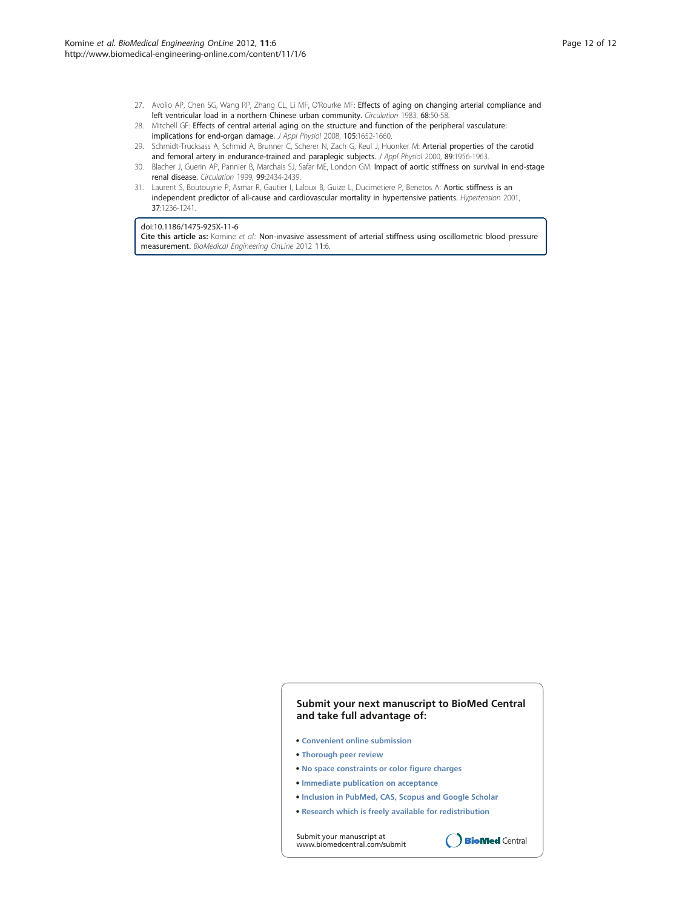27. Avolio AP, Chen SG, Wang RP, Zhang CL, Li MF, O'Rourke MF: **Effects of aging on changing arterial compliance and left ventricular load in a northern Chinese urban community.** *Circulation* 1983, **68**:50-58.
28. Mitchell GF: **Effects of central arterial aging on the structure and function of the peripheral vasculature: implications for end-organ damage.** *J Appl Physiol* 2008, **105**:1652-1660.
29. Schmidt-Trucksass A, Schmid A, Brunner C, Scherer N, Zach G, Keul J, Huonker M: **Arterial properties of the carotid and femoral artery in endurance-trained and paraplegic subjects.** *J Appl Physiol* 2000, **89**:1956-1963.
30. Blacher J, Guerin AP, Pannier B, Marchais SJ, Safar ME, London GM: **Impact of aortic stiffness on survival in end-stage renal disease.** *Circulation* 1999, **99**:2434-2439.
31. Laurent S, Boutouyrie P, Asmar R, Gautier I, Laloux B, Guize L, Ducimetiere P, Benetos A: **Aortic stiffness is an independent predictor of all-cause and cardiovascular mortality in hypertensive patients.** *Hypertension* 2001, **37**:1236-1241.

doi:10.1186/1475-925X-11-6

**Cite this article as:** Komine *et al.*: **Non-invasive assessment of arterial stiffness using oscillometric blood pressure measurement.** *BioMedical Engineering OnLine* 2012 **11**:6.

**Submit your next manuscript to BioMed Central and take full advantage of:**

- **Convenient online submission**
- **Thorough peer review**
- **No space constraints or color figure charges**
- **Immediate publication on acceptance**
- **Inclusion in PubMed, CAS, Scopus and Google Scholar**
- **Research which is freely available for redistribution**

Submit your manuscript at
www.biomedcentral.com/submit

BioMed Central